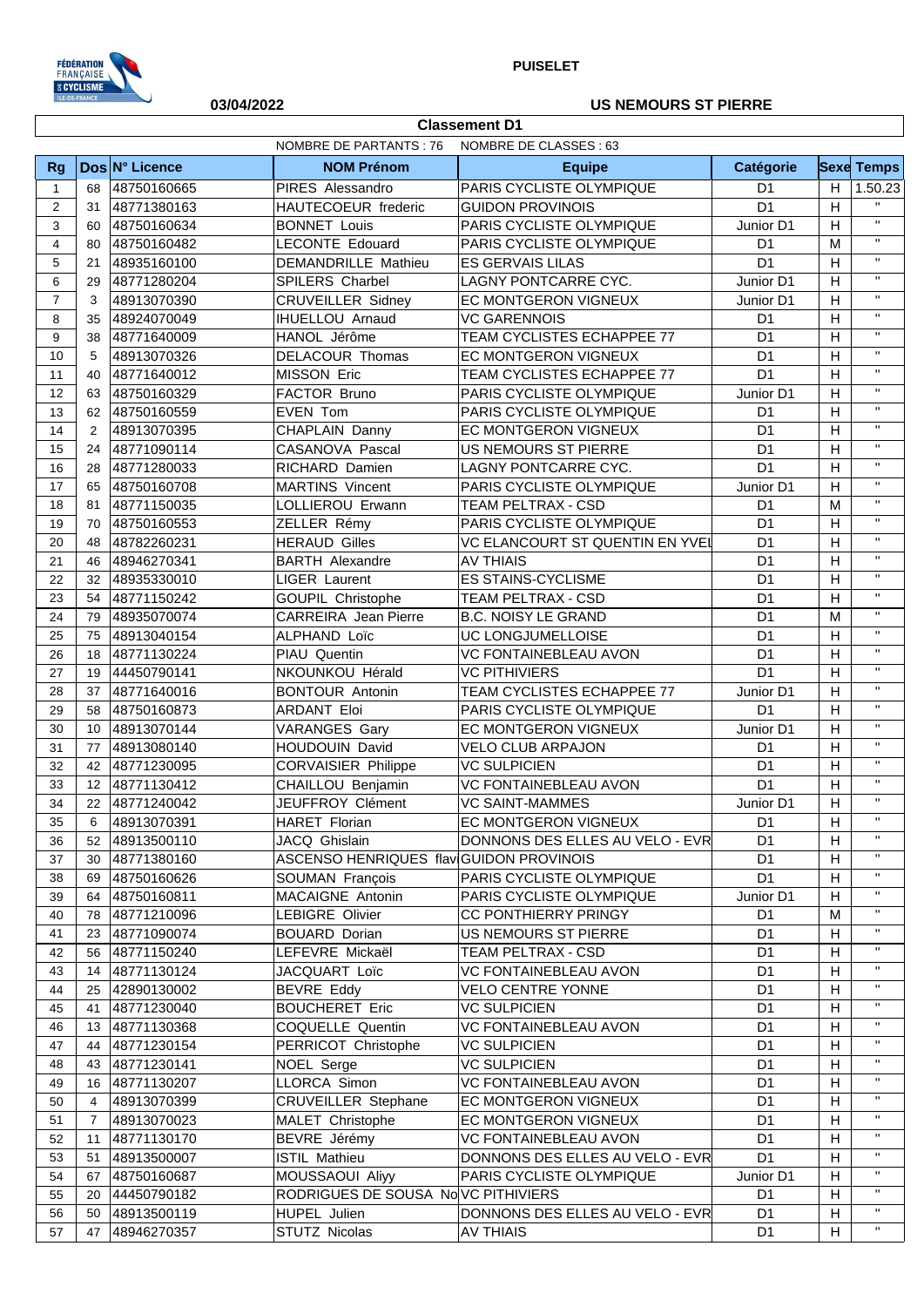PUISELET

03/04/2022

US NEMOURS ST PIERRE

## Classement D1

NOMBRE DE PARTANTS : 76 NOMBRE DE CLASSES : 63

| Rg | Dos | N° Licence | NOM Prénom | Equipe | Catégorie | Sexe | Temps |
|---|---|---|---|---|---|---|---|
| 1 | 68 | 48750160665 | PIRES Alessandro | PARIS CYCLISTE OLYMPIQUE | D1 | H | 1.50.23 |
| 2 | 31 | 48771380163 | HAUTECOEUR frederic | GUIDON PROVINOIS | D1 | H | " |
| 3 | 60 | 48750160634 | BONNET Louis | PARIS CYCLISTE OLYMPIQUE | Junior D1 | H | " |
| 4 | 80 | 48750160482 | LECONTE Edouard | PARIS CYCLISTE OLYMPIQUE | D1 | M | " |
| 5 | 21 | 48935160100 | DEMANDRILLE Mathieu | ES GERVAIS LILAS | D1 | H | " |
| 6 | 29 | 48771280204 | SPILERS Charbel | LAGNY PONTCARRE CYC. | Junior D1 | H | " |
| 7 | 3 | 48913070390 | CRUVEILLER Sidney | EC MONTGERON VIGNEUX | Junior D1 | H | " |
| 8 | 35 | 48924070049 | IHUELLOU Arnaud | VC GARENNOIS | D1 | H | " |
| 9 | 38 | 48771640009 | HANOL Jérôme | TEAM CYCLISTES ECHAPPEE 77 | D1 | H | " |
| 10 | 5 | 48913070326 | DELACOUR Thomas | EC MONTGERON VIGNEUX | D1 | H | " |
| 11 | 40 | 48771640012 | MISSON Eric | TEAM CYCLISTES ECHAPPEE 77 | D1 | H | " |
| 12 | 63 | 48750160329 | FACTOR Bruno | PARIS CYCLISTE OLYMPIQUE | Junior D1 | H | " |
| 13 | 62 | 48750160559 | EVEN Tom | PARIS CYCLISTE OLYMPIQUE | D1 | H | " |
| 14 | 2 | 48913070395 | CHAPLAIN Danny | EC MONTGERON VIGNEUX | D1 | H | " |
| 15 | 24 | 48771090114 | CASANOVA Pascal | US NEMOURS ST PIERRE | D1 | H | " |
| 16 | 28 | 48771280033 | RICHARD Damien | LAGNY PONTCARRE CYC. | D1 | H | " |
| 17 | 65 | 48750160708 | MARTINS Vincent | PARIS CYCLISTE OLYMPIQUE | Junior D1 | H | " |
| 18 | 81 | 48771150035 | LOLLIEROU Erwann | TEAM PELTRAX - CSD | D1 | M | " |
| 19 | 70 | 48750160553 | ZELLER Rémy | PARIS CYCLISTE OLYMPIQUE | D1 | H | " |
| 20 | 48 | 48782260231 | HERAUD Gilles | VC ELANCOURT ST QUENTIN EN YVEL | D1 | H | " |
| 21 | 46 | 48946270341 | BARTH Alexandre | AV THIAIS | D1 | H | " |
| 22 | 32 | 48935330010 | LIGER Laurent | ES STAINS-CYCLISME | D1 | H | " |
| 23 | 54 | 48771150242 | GOUPIL Christophe | TEAM PELTRAX - CSD | D1 | H | " |
| 24 | 79 | 48935070074 | CARREIRA Jean Pierre | B.C. NOISY LE GRAND | D1 | M | " |
| 25 | 75 | 48913040154 | ALPHAND Loïc | UC LONGJUMELLOISE | D1 | H | " |
| 26 | 18 | 48771130224 | PIAU Quentin | VC FONTAINEBLEAU AVON | D1 | H | " |
| 27 | 19 | 44450790141 | NKOUNKOU Hérald | VC PITHIVIERS | D1 | H | " |
| 28 | 37 | 48771640016 | BONTOUR Antonin | TEAM CYCLISTES ECHAPPEE 77 | Junior D1 | H | " |
| 29 | 58 | 48750160873 | ARDANT Eloi | PARIS CYCLISTE OLYMPIQUE | D1 | H | " |
| 30 | 10 | 48913070144 | VARANGES Gary | EC MONTGERON VIGNEUX | Junior D1 | H | " |
| 31 | 77 | 48913080140 | HOUDOUIN David | VELO CLUB ARPAJON | D1 | H | " |
| 32 | 42 | 48771230095 | CORVAISIER Philippe | VC SULPICIEN | D1 | H | " |
| 33 | 12 | 48771130412 | CHAILLOU Benjamin | VC FONTAINEBLEAU AVON | D1 | H | " |
| 34 | 22 | 48771240042 | JEUFFROY Clément | VC SAINT-MAMMES | Junior D1 | H | " |
| 35 | 6 | 48913070391 | HARET Florian | EC MONTGERON VIGNEUX | D1 | H | " |
| 36 | 52 | 48913500110 | JACQ Ghislain | DONNONS DES ELLES AU VELO - EVR | D1 | H | " |
| 37 | 30 | 48771380160 | ASCENSO HENRIQUES flav | GUIDON PROVINOIS | D1 | H | " |
| 38 | 69 | 48750160626 | SOUMAN François | PARIS CYCLISTE OLYMPIQUE | D1 | H | " |
| 39 | 64 | 48750160811 | MACAIGNE Antonin | PARIS CYCLISTE OLYMPIQUE | Junior D1 | H | " |
| 40 | 78 | 48771210096 | LEBIGRE Olivier | CC PONTHIERRY PRINGY | D1 | M | " |
| 41 | 23 | 48771090074 | BOUARD Dorian | US NEMOURS ST PIERRE | D1 | H | " |
| 42 | 56 | 48771150240 | LEFEVRE Mickaël | TEAM PELTRAX - CSD | D1 | H | " |
| 43 | 14 | 48771130124 | JACQUART Loïc | VC FONTAINEBLEAU AVON | D1 | H | " |
| 44 | 25 | 42890130002 | BEVRE Eddy | VELO CENTRE YONNE | D1 | H | " |
| 45 | 41 | 48771230040 | BOUCHERET Eric | VC SULPICIEN | D1 | H | " |
| 46 | 13 | 48771130368 | COQUELLE Quentin | VC FONTAINEBLEAU AVON | D1 | H | " |
| 47 | 44 | 48771230154 | PERRICOT Christophe | VC SULPICIEN | D1 | H | " |
| 48 | 43 | 48771230141 | NOEL Serge | VC SULPICIEN | D1 | H | " |
| 49 | 16 | 48771130207 | LLORCA Simon | VC FONTAINEBLEAU AVON | D1 | H | " |
| 50 | 4 | 48913070399 | CRUVEILLER Stephane | EC MONTGERON VIGNEUX | D1 | H | " |
| 51 | 7 | 48913070023 | MALET Christophe | EC MONTGERON VIGNEUX | D1 | H | " |
| 52 | 11 | 48771130170 | BEVRE Jérémy | VC FONTAINEBLEAU AVON | D1 | H | " |
| 53 | 51 | 48913500007 | ISTIL Mathieu | DONNONS DES ELLES AU VELO - EVR | D1 | H | " |
| 54 | 67 | 48750160687 | MOUSSAOUI Aliyy | PARIS CYCLISTE OLYMPIQUE | Junior D1 | H | " |
| 55 | 20 | 44450790182 | RODRIGUES DE SOUSA No | VC PITHIVIERS | D1 | H | " |
| 56 | 50 | 48913500119 | HUPEL Julien | DONNONS DES ELLES AU VELO - EVR | D1 | H | " |
| 57 | 47 | 48946270357 | STUTZ Nicolas | AV THIAIS | D1 | H | " |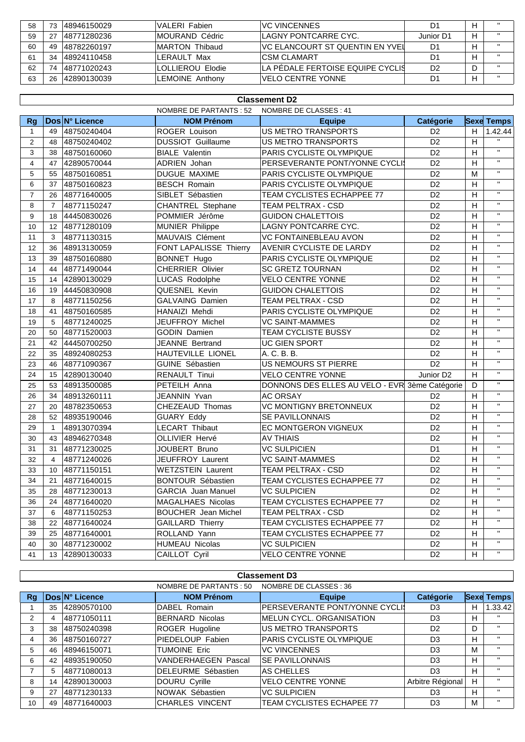| 58 | 73 | 48946150029 | VALERI Fabien | VC VINCENNES | D1 | H | " |
|---|---|---|---|---|---|---|---|
| 59 | 27 | 48771280236 | MOURAND Cédric | LAGNY PONTCARRE CYC. | Junior D1 | H | " |
| 60 | 49 | 48782260197 | MARTON Thibaud | VC ELANCOURT ST QUENTIN EN YVEL | D1 | H | " |
| 61 | 34 | 48924110458 | LERAULT Max | CSM CLAMART | D1 | H | " |
| 62 | 74 | 48771020243 | LOLLIEROU Elodie | LA PÉDALE FERTOISE EQUIPE CYCLIS | D2 | D | " |
| 63 | 26 | 42890130039 | LEMOINE Anthony | VELO CENTRE YONNE | D1 | H | " |

## Classement D2

NOMBRE DE PARTANTS : 52 NOMBRE DE CLASSES : 41

| Rg | Dos | N° Licence | NOM Prénom | Equipe | Catégorie | Sexe | Temps |
|---|---|---|---|---|---|---|---|
| 1 | 49 | 48750240404 | ROGER Louison | US METRO TRANSPORTS | D2 | H | 1.42.44 |
| 2 | 48 | 48750240402 | DUSSIOT Guillaume | US METRO TRANSPORTS | D2 | H | " |
| 3 | 38 | 48750160060 | BIALE Valentin | PARIS CYCLISTE OLYMPIQUE | D2 | H | " |
| 4 | 47 | 42890570044 | ADRIEN Johan | PERSEVERANTE PONT/YONNE CYCLIS | D2 | H | " |
| 5 | 55 | 48750160851 | DUGUE MAXIME | PARIS CYCLISTE OLYMPIQUE | D2 | M | " |
| 6 | 37 | 48750160823 | BESCH Romain | PARIS CYCLISTE OLYMPIQUE | D2 | H | " |
| 7 | 26 | 48771640005 | SIBLET Sébastien | TEAM CYCLISTES ECHAPPEE 77 | D2 | H | " |
| 8 | 7 | 48771150247 | CHANTREL Stephane | TEAM PELTRAX - CSD | D2 | H | " |
| 9 | 18 | 44450830026 | POMMIER Jérôme | GUIDON CHALETTOIS | D2 | H | " |
| 10 | 12 | 48771280109 | MUNIER Philippe | LAGNY PONTCARRE CYC. | D2 | H | " |
| 11 | 3 | 48771130315 | MAUVAIS Clément | VC FONTAINEBLEAU AVON | D2 | H | " |
| 12 | 36 | 48913130059 | FONT LAPALISSE Thierry | AVENIR CYCLISTE DE LARDY | D2 | H | " |
| 13 | 39 | 48750160880 | BONNET Hugo | PARIS CYCLISTE OLYMPIQUE | D2 | H | " |
| 14 | 44 | 48771490044 | CHERRIER Olivier | SC GRETZ TOURNAN | D2 | H | " |
| 15 | 14 | 42890130029 | LUCAS Rodolphe | VELO CENTRE YONNE | D2 | H | " |
| 16 | 19 | 44450830908 | QUESNEL Kevin | GUIDON CHALETTOIS | D2 | H | " |
| 17 | 8 | 48771150256 | GALVAING Damien | TEAM PELTRAX - CSD | D2 | H | " |
| 18 | 41 | 48750160585 | HANAIZI Mehdi | PARIS CYCLISTE OLYMPIQUE | D2 | H | " |
| 19 | 5 | 48771240025 | JEUFFROY Michel | VC SAINT-MAMMES | D2 | H | " |
| 20 | 50 | 48771520003 | GODIN Damien | TEAM CYCLISTE BUSSY | D2 | H | " |
| 21 | 42 | 44450700250 | JEANNE Bertrand | UC GIEN SPORT | D2 | H | " |
| 22 | 35 | 48924080253 | HAUTEVILLE LIONEL | A. C. B. B. | D2 | H | " |
| 23 | 46 | 48771090367 | GUINE Sébastien | US NEMOURS ST PIERRE | D2 | H | " |
| 24 | 15 | 42890130040 | RENAULT Tinui | VELO CENTRE YONNE | Junior D2 | H | " |
| 25 | 53 | 48913500085 | PETEILH Anna | DONNONS DES ELLES AU VELO - EVR | 3ème Catégorie | D | " |
| 26 | 34 | 48913260111 | JEANNIN Yvan | AC ORSAY | D2 | H | " |
| 27 | 20 | 48782350653 | CHEZEAUD Thomas | VC MONTIGNY BRETONNEUX | D2 | H | " |
| 28 | 52 | 48935190046 | GUARY Eddy | SE PAVILLONNAIS | D2 | H | " |
| 29 | 1 | 48913070394 | LECART Thibaut | EC MONTGERON VIGNEUX | D2 | H | " |
| 30 | 43 | 48946270348 | OLLIVIER Hervé | AV THIAIS | D2 | H | " |
| 31 | 31 | 48771230025 | JOUBERT Bruno | VC SULPICIEN | D1 | H | " |
| 32 | 4 | 48771240026 | JEUFFROY Laurent | VC SAINT-MAMMES | D2 | H | " |
| 33 | 10 | 48771150151 | WETZSTEIN Laurent | TEAM PELTRAX - CSD | D2 | H | " |
| 34 | 21 | 48771640015 | BONTOUR Sébastien | TEAM CYCLISTES ECHAPPEE 77 | D2 | H | " |
| 35 | 28 | 48771230013 | GARCIA Juan Manuel | VC SULPICIEN | D2 | H | " |
| 36 | 24 | 48771640020 | MAGALHAES Nicolas | TEAM CYCLISTES ECHAPPEE 77 | D2 | H | " |
| 37 | 6 | 48771150253 | BOUCHER Jean Michel | TEAM PELTRAX - CSD | D2 | H | " |
| 38 | 22 | 48771640024 | GAILLARD Thierry | TEAM CYCLISTES ECHAPPEE 77 | D2 | H | " |
| 39 | 25 | 48771640001 | ROLLAND Yann | TEAM CYCLISTES ECHAPPEE 77 | D2 | H | " |
| 40 | 30 | 48771230002 | HUMEAU Nicolas | VC SULPICIEN | D2 | H | " |
| 41 | 13 | 42890130033 | CAILLOT Cyril | VELO CENTRE YONNE | D2 | H | " |

## Classement D3

NOMBRE DE PARTANTS : 50 NOMBRE DE CLASSES : 36

| Rg | Dos | N° Licence | NOM Prénom | Equipe | Catégorie | Sexe | Temps |
|---|---|---|---|---|---|---|---|
| 1 | 35 | 42890570100 | DABEL Romain | PERSEVERANTE PONT/YONNE CYCLIS | D3 | H | 1.33.42 |
| 2 | 4 | 48771050111 | BERNARD Nicolas | MELUN CYCL. ORGANISATION | D3 | H | " |
| 3 | 38 | 48750240398 | ROGER Hugoline | US METRO TRANSPORTS | D2 | D | " |
| 4 | 36 | 48750160727 | PIEDELOUP Fabien | PARIS CYCLISTE OLYMPIQUE | D3 | H | " |
| 5 | 46 | 48946150071 | TUMOINE Eric | VC VINCENNES | D3 | M | " |
| 6 | 42 | 48935190050 | VANDERHAEGEN Pascal | SE PAVILLONNAIS | D3 | H | " |
| 7 | 5 | 48771080013 | DELEURME Sébastien | AS CHELLES | D3 | H | " |
| 8 | 14 | 42890130003 | DOURU Cyrille | VELO CENTRE YONNE | Arbitre Régional | H | " |
| 9 | 27 | 48771230133 | NOWAK Sébastien | VC SULPICIEN | D3 | H | " |
| 10 | 49 | 48771640003 | CHARLES VINCENT | TEAM CYCLISTES ECHAPEE 77 | D3 | M | " |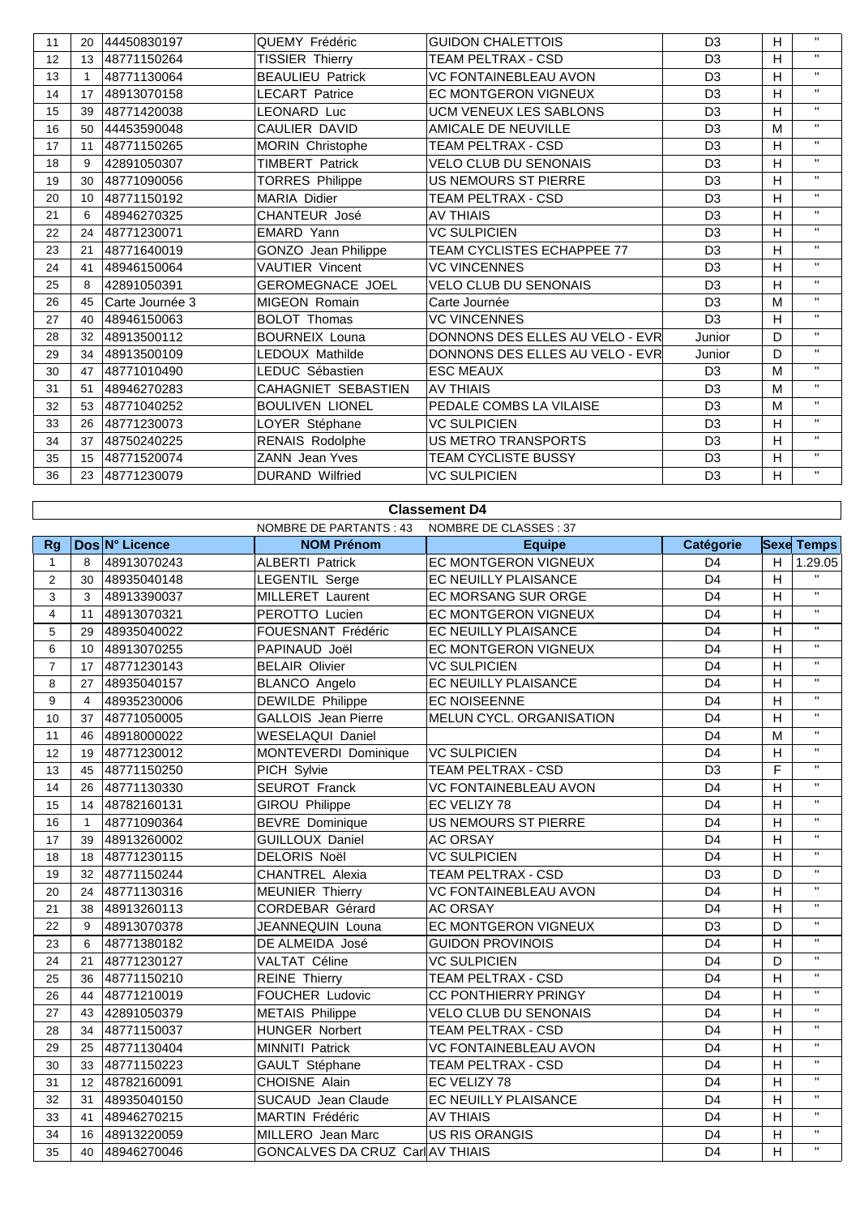| 11 | 20 | 44450830197 | QUEMY Frédéric | GUIDON CHALETTOIS | D3 | H | " |
|---|---|---|---|---|---|---|---|
| 12 | 13 | 48771150264 | TISSIER Thierry | TEAM PELTRAX - CSD | D3 | H | " |
| 13 | 1 | 48771130064 | BEAULIEU Patrick | VC FONTAINEBLEAU AVON | D3 | H | " |
| 14 | 17 | 48913070158 | LECART Patrice | EC MONTGERON VIGNEUX | D3 | H | " |
| 15 | 39 | 48771420038 | LEONARD Luc | UCM VENEUX LES SABLONS | D3 | H | " |
| 16 | 50 | 44453590048 | CAULIER DAVID | AMICALE DE NEUVILLE | D3 | M | " |
| 17 | 11 | 48771150265 | MORIN Christophe | TEAM PELTRAX - CSD | D3 | H | " |
| 18 | 9 | 42891050307 | TIMBERT Patrick | VELO CLUB DU SENONAIS | D3 | H | " |
| 19 | 30 | 48771090056 | TORRES Philippe | US NEMOURS ST PIERRE | D3 | H | " |
| 20 | 10 | 48771150192 | MARIA Didier | TEAM PELTRAX - CSD | D3 | H | " |
| 21 | 6 | 48946270325 | CHANTEUR José | AV THIAIS | D3 | H | " |
| 22 | 24 | 48771230071 | EMARD Yann | VC SULPICIEN | D3 | H | " |
| 23 | 21 | 48771640019 | GONZO Jean Philippe | TEAM CYCLISTES ECHAPPEE 77 | D3 | H | " |
| 24 | 41 | 48946150064 | VAUTIER Vincent | VC VINCENNES | D3 | H | " |
| 25 | 8 | 42891050391 | GEROMEGNACE JOEL | VELO CLUB DU SENONAIS | D3 | H | " |
| 26 | 45 | Carte Journée 3 | MIGEON Romain | Carte Journée | D3 | M | " |
| 27 | 40 | 48946150063 | BOLOT Thomas | VC VINCENNES | D3 | H | " |
| 28 | 32 | 48913500112 | BOURNEIX Louna | DONNONS DES ELLES AU VELO - EVR | Junior | D | " |
| 29 | 34 | 48913500109 | LEDOUX Mathilde | DONNONS DES ELLES AU VELO - EVR | Junior | D | " |
| 30 | 47 | 48771010490 | LEDUC Sébastien | ESC MEAUX | D3 | M | " |
| 31 | 51 | 48946270283 | CAHAGNIET SEBASTIEN | AV THIAIS | D3 | M | " |
| 32 | 53 | 48771040252 | BOULIVEN LIONEL | PEDALE COMBS LA VILAISE | D3 | M | " |
| 33 | 26 | 48771230073 | LOYER Stéphane | VC SULPICIEN | D3 | H | " |
| 34 | 37 | 48750240225 | RENAIS Rodolphe | US METRO TRANSPORTS | D3 | H | " |
| 35 | 15 | 48771520074 | ZANN Jean Yves | TEAM CYCLISTE BUSSY | D3 | H | " |
| 36 | 23 | 48771230079 | DURAND Wilfried | VC SULPICIEN | D3 | H | " |

**Classement D4**

NOMBRE DE PARTANTS : 43 NOMBRE DE CLASSES : 37

| Rg | Dos | N° Licence | NOM Prénom | Equipe | Catégorie | Sexe | Temps |
|---|---|---|---|---|---|---|---|
| 1 | 8 | 48913070243 | ALBERTI Patrick | EC MONTGERON VIGNEUX | D4 | H | 1.29.05 |
| 2 | 30 | 48935040148 | LEGENTIL Serge | EC NEUILLY PLAISANCE | D4 | H | " |
| 3 | 3 | 48913390037 | MILLERET Laurent | EC MORSANG SUR ORGE | D4 | H | " |
| 4 | 11 | 48913070321 | PEROTTO Lucien | EC MONTGERON VIGNEUX | D4 | H | " |
| 5 | 29 | 48935040022 | FOUESNANT Frédéric | EC NEUILLY PLAISANCE | D4 | H | " |
| 6 | 10 | 48913070255 | PAPINAUD Joël | EC MONTGERON VIGNEUX | D4 | H | " |
| 7 | 17 | 48771230143 | BELAIR Olivier | VC SULPICIEN | D4 | H | " |
| 8 | 27 | 48935040157 | BLANCO Angelo | EC NEUILLY PLAISANCE | D4 | H | " |
| 9 | 4 | 48935230006 | DEWILDE Philippe | EC NOISEENNE | D4 | H | " |
| 10 | 37 | 48771050005 | GALLOIS Jean Pierre | MELUN CYCL. ORGANISATION | D4 | H | " |
| 11 | 46 | 48918000022 | WESELAQUI Daniel | | D4 | M | " |
| 12 | 19 | 48771230012 | MONTEVERDI Dominique | VC SULPICIEN | D4 | H | " |
| 13 | 45 | 48771150250 | PICH Sylvie | TEAM PELTRAX - CSD | D3 | F | " |
| 14 | 26 | 48771130330 | SEUROT Franck | VC FONTAINEBLEAU AVON | D4 | H | " |
| 15 | 14 | 48782160131 | GIROU Philippe | EC VELIZY 78 | D4 | H | " |
| 16 | 1 | 48771090364 | BEVRE Dominique | US NEMOURS ST PIERRE | D4 | H | " |
| 17 | 39 | 48913260002 | GUILLOUX Daniel | AC ORSAY | D4 | H | " |
| 18 | 18 | 48771230115 | DELORIS Noël | VC SULPICIEN | D4 | H | " |
| 19 | 32 | 48771150244 | CHANTREL Alexia | TEAM PELTRAX - CSD | D3 | D | " |
| 20 | 24 | 48771130316 | MEUNIER Thierry | VC FONTAINEBLEAU AVON | D4 | H | " |
| 21 | 38 | 48913260113 | CORDEBAR Gérard | AC ORSAY | D4 | H | " |
| 22 | 9 | 48913070378 | JEANNEQUIN Louna | EC MONTGERON VIGNEUX | D3 | D | " |
| 23 | 6 | 48771380182 | DE ALMEIDA José | GUIDON PROVINOIS | D4 | H | " |
| 24 | 21 | 48771230127 | VALTAT Céline | VC SULPICIEN | D4 | D | " |
| 25 | 36 | 48771150210 | REINE Thierry | TEAM PELTRAX - CSD | D4 | H | " |
| 26 | 44 | 48771210019 | FOUCHER Ludovic | CC PONTHIERRY PRINGY | D4 | H | " |
| 27 | 43 | 42891050379 | METAIS Philippe | VELO CLUB DU SENONAIS | D4 | H | " |
| 28 | 34 | 48771150037 | HUNGER Norbert | TEAM PELTRAX - CSD | D4 | H | " |
| 29 | 25 | 48771130404 | MINNITI Patrick | VC FONTAINEBLEAU AVON | D4 | H | " |
| 30 | 33 | 48771150223 | GAULT Stéphane | TEAM PELTRAX - CSD | D4 | H | " |
| 31 | 12 | 48782160091 | CHOISNE Alain | EC VELIZY 78 | D4 | H | " |
| 32 | 31 | 48935040150 | SUCAUD Jean Claude | EC NEUILLY PLAISANCE | D4 | H | " |
| 33 | 41 | 48946270215 | MARTIN Frédéric | AV THIAIS | D4 | H | " |
| 34 | 16 | 48913220059 | MILLERO Jean Marc | US RIS ORANGIS | D4 | H | " |
| 35 | 40 | 48946270046 | GONCALVES DA CRUZ Carl | AV THIAIS | D4 | H | " |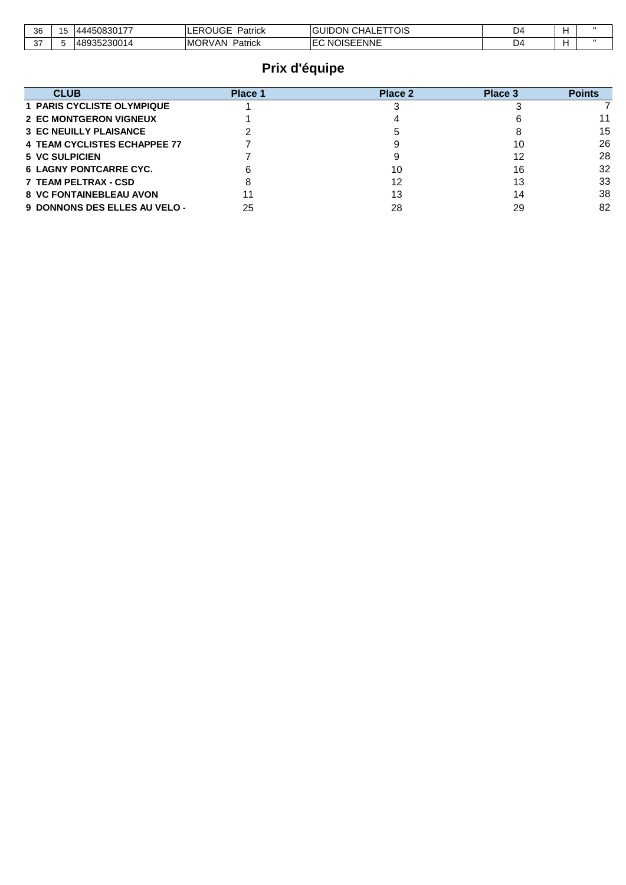| | | | | | | | |
|---|---|---|---|---|---|---|---|
| 36 | 15 | 44450830177 | LEROUGE Patrick | GUIDON CHALETTOIS | D4 | H | " |
| 37 | 5 | 48935230014 | MORVAN Patrick | EC NOISEENNE | D4 | H | " |

## Prix d'équipe

| CLUB | Place 1 | Place 2 | Place 3 | Points |
|---|---|---|---|---|
| 1 PARIS CYCLISTE OLYMPIQUE | 1 | 3 | 3 | 7 |
| 2 EC MONTGERON VIGNEUX | 1 | 4 | 6 | 11 |
| 3 EC NEUILLY PLAISANCE | 2 | 5 | 8 | 15 |
| 4 TEAM CYCLISTES ECHAPPEE 77 | 7 | 9 | 10 | 26 |
| 5 VC SULPICIEN | 7 | 9 | 12 | 28 |
| 6 LAGNY PONTCARRE CYC. | 6 | 10 | 16 | 32 |
| 7 TEAM PELTRAX - CSD | 8 | 12 | 13 | 33 |
| 8 VC FONTAINEBLEAU AVON | 11 | 13 | 14 | 38 |
| 9 DONNONS DES ELLES AU VELO - | 25 | 28 | 29 | 82 |